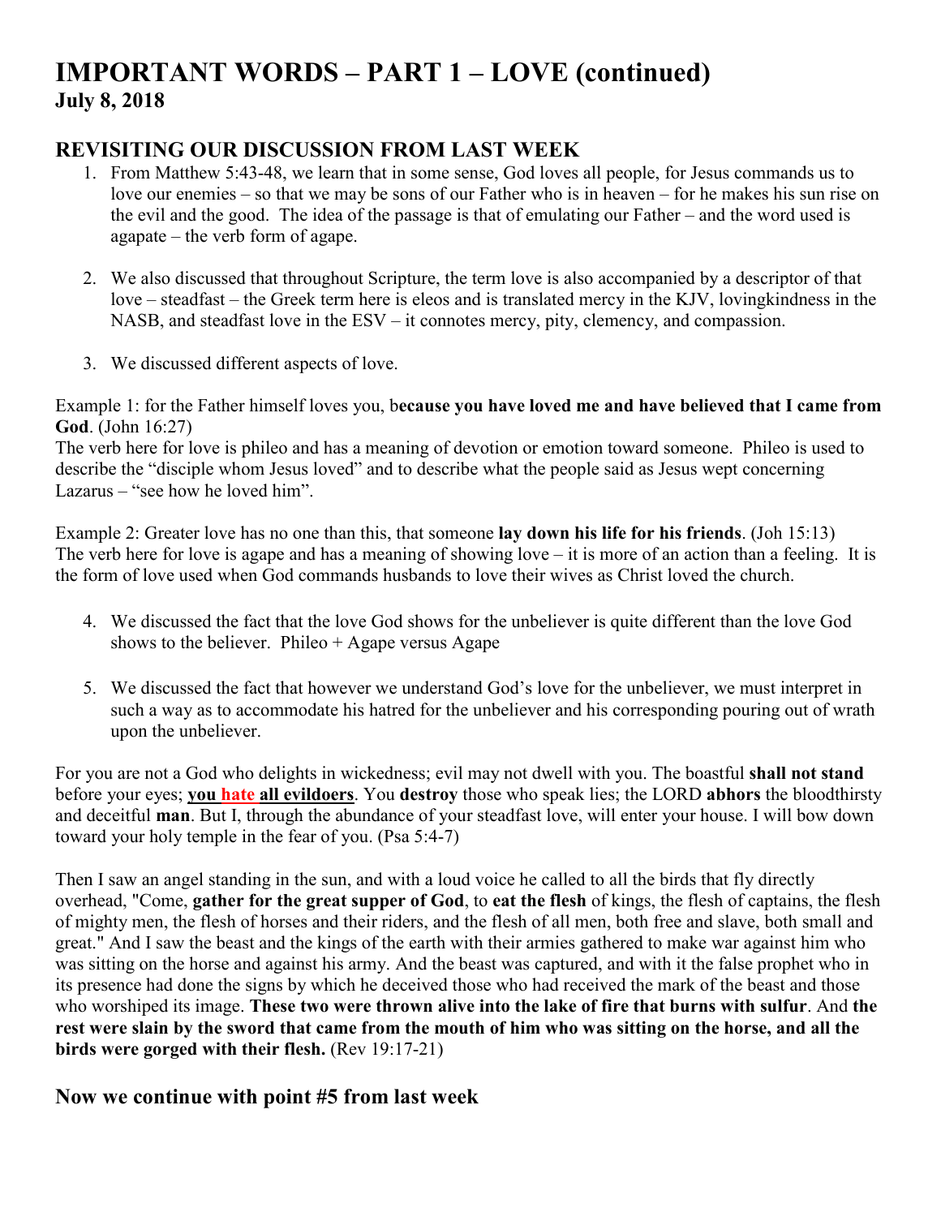# IMPORTANT WORDS – PART 1 – LOVE (continued)

**July 8, 2018**

## REVISITING OUR DISCUSSION FROM LAST WEEK

1. From Matthew 5:43-48, we learn that in some sense, God loves all people, for Jesus commands us to love our enemies – so that we may be sons of our Father who is in heaven – for he makes his sun rise on the evil and the good. The idea of the passage is that of emulating our Father – and the word used is agapate – the verb form of agape.

2. We also discussed that throughout Scripture, the term love is also accompanied by a descriptor of that love – steadfast – the Greek term here is eleos and is translated mercy in the KJV, lovingkindness in the NASB, and steadfast love in the ESV – it connotes mercy, pity, clemency, and compassion.

3. We discussed different aspects of love.

Example 1: for the Father himself loves you, b**ecause you have loved me and have believed that I came from God**. (John 16:27)
The verb here for love is phileo and has a meaning of devotion or emotion toward someone. Phileo is used to describe the "disciple whom Jesus loved" and to describe what the people said as Jesus wept concerning Lazarus – "see how he loved him".

Example 2: Greater love has no one than this, that someone **lay down his life for his friends**. (Joh 15:13)
The verb here for love is agape and has a meaning of showing love – it is more of an action than a feeling. It is the form of love used when God commands husbands to love their wives as Christ loved the church.

4. We discussed the fact that the love God shows for the unbeliever is quite different than the love God shows to the believer. Phileo + Agape versus Agape

5. We discussed the fact that however we understand God's love for the unbeliever, we must interpret in such a way as to accommodate his hatred for the unbeliever and his corresponding pouring out of wrath upon the unbeliever.

For you are not a God who delights in wickedness; evil may not dwell with you. The boastful **shall not stand** before your eyes; **you hate all evildoers**. You **destroy** those who speak lies; the LORD **abhors** the bloodthirsty and deceitful **man**. But I, through the abundance of your steadfast love, will enter your house. I will bow down toward your holy temple in the fear of you. (Psa 5:4-7)

Then I saw an angel standing in the sun, and with a loud voice he called to all the birds that fly directly overhead, "Come, **gather for the great supper of God**, to **eat the flesh** of kings, the flesh of captains, the flesh of mighty men, the flesh of horses and their riders, and the flesh of all men, both free and slave, both small and great." And I saw the beast and the kings of the earth with their armies gathered to make war against him who was sitting on the horse and against his army. And the beast was captured, and with it the false prophet who in its presence had done the signs by which he deceived those who had received the mark of the beast and those who worshiped its image. **These two were thrown alive into the lake of fire that burns with sulfur**. And **the rest were slain by the sword that came from the mouth of him who was sitting on the horse, and all the birds were gorged with their flesh.** (Rev 19:17-21)

## Now we continue with point #5 from last week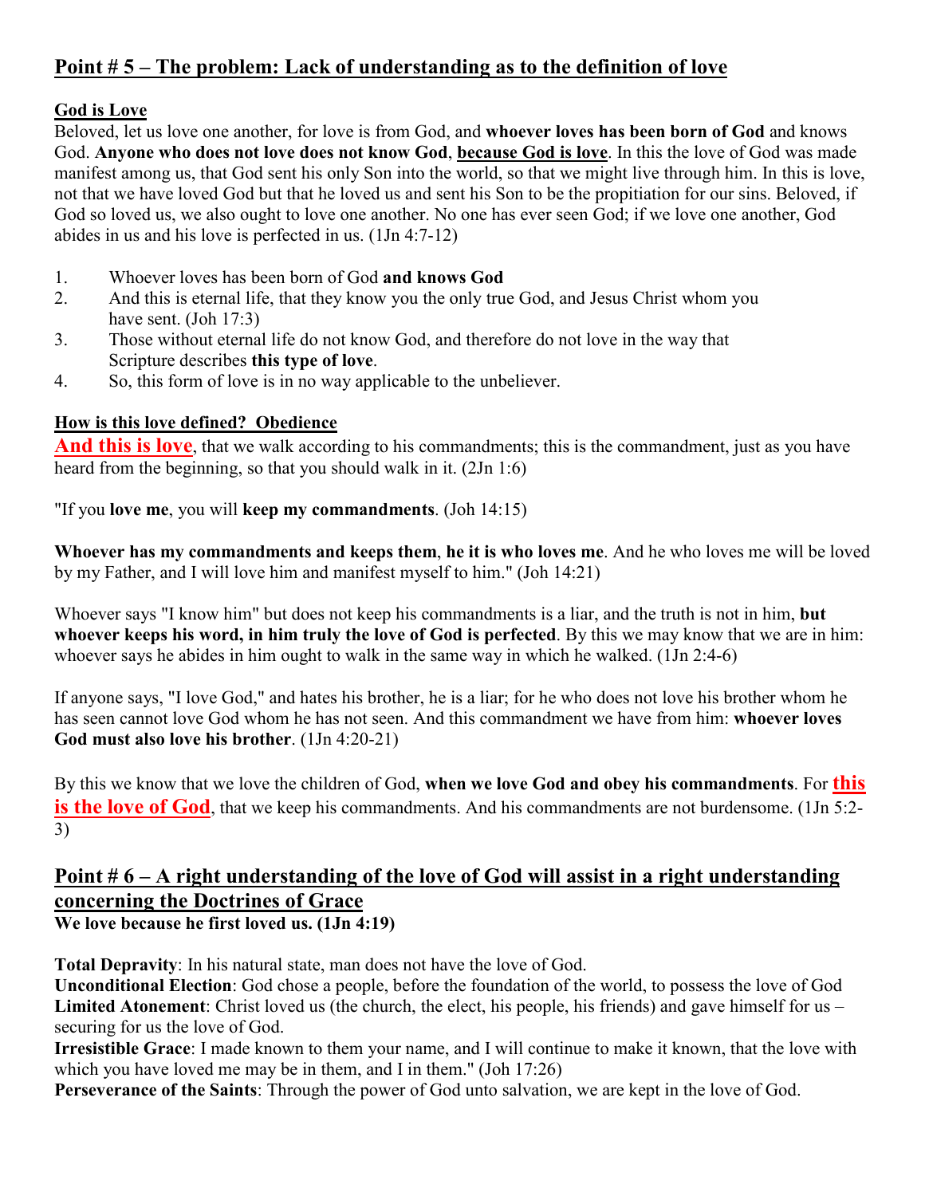## Point # 5 – The problem: Lack of understanding as to the definition of love

**God is Love**

Beloved, let us love one another, for love is from God, and **whoever loves has been born of God** and knows God. **Anyone who does not love does not know God**, **because God is love**. In this the love of God was made manifest among us, that God sent his only Son into the world, so that we might live through him. In this is love, not that we have loved God but that he loved us and sent his Son to be the propitiation for our sins. Beloved, if God so loved us, we also ought to love one another. No one has ever seen God; if we love one another, God abides in us and his love is perfected in us. (1Jn 4:7-12)

1. Whoever loves has been born of God **and knows God**
2. And this is eternal life, that they know you the only true God, and Jesus Christ whom you have sent. (Joh 17:3)
3. Those without eternal life do not know God, and therefore do not love in the way that Scripture describes **this type of love**.
4. So, this form of love is in no way applicable to the unbeliever.

**How is this love defined? Obedience**

**And this is love**, that we walk according to his commandments; this is the commandment, just as you have heard from the beginning, so that you should walk in it. (2Jn 1:6)

"If you **love me**, you will **keep my commandments**. (Joh 14:15)

**Whoever has my commandments and keeps them**, **he it is who loves me**. And he who loves me will be loved by my Father, and I will love him and manifest myself to him." (Joh 14:21)

Whoever says "I know him" but does not keep his commandments is a liar, and the truth is not in him, **but whoever keeps his word, in him truly the love of God is perfected**. By this we may know that we are in him: whoever says he abides in him ought to walk in the same way in which he walked. (1Jn 2:4-6)

If anyone says, "I love God," and hates his brother, he is a liar; for he who does not love his brother whom he has seen cannot love God whom he has not seen. And this commandment we have from him: **whoever loves God must also love his brother**. (1Jn 4:20-21)

By this we know that we love the children of God, **when we love God and obey his commandments**. For **this is the love of God**, that we keep his commandments. And his commandments are not burdensome. (1Jn 5:2-3)

## Point # 6 – A right understanding of the love of God will assist in a right understanding concerning the Doctrines of Grace

**We love because he first loved us. (1Jn 4:19)**

**Total Depravity**: In his natural state, man does not have the love of God.
**Unconditional Election**: God chose a people, before the foundation of the world, to possess the love of God
**Limited Atonement**: Christ loved us (the church, the elect, his people, his friends) and gave himself for us – securing for us the love of God.
**Irresistible Grace**: I made known to them your name, and I will continue to make it known, that the love with which you have loved me may be in them, and I in them." (Joh 17:26)
**Perseverance of the Saints**: Through the power of God unto salvation, we are kept in the love of God.